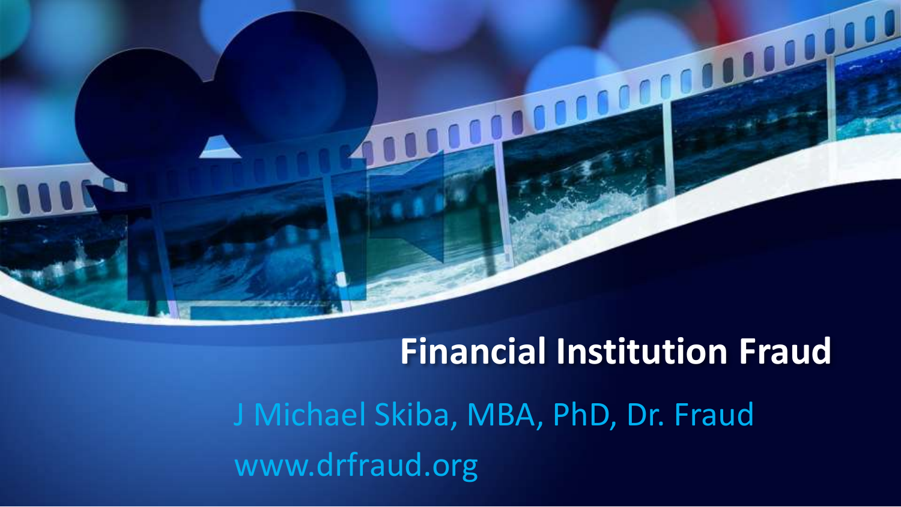# Financial Institution Fraud

J Michael Skiba, MBA, PhD, Dr. Fraud

www.drfraud.org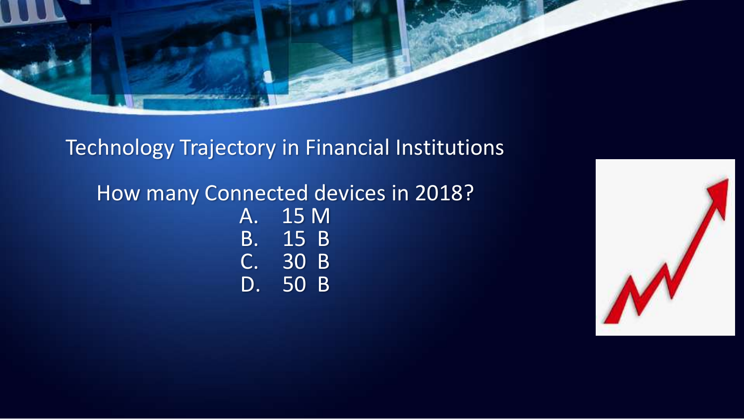## Technology Trajectory in Financial Institutions

How many Connected devices in 2018?

A. 15 M
B. 15 B
C. 30 B
D. 50 B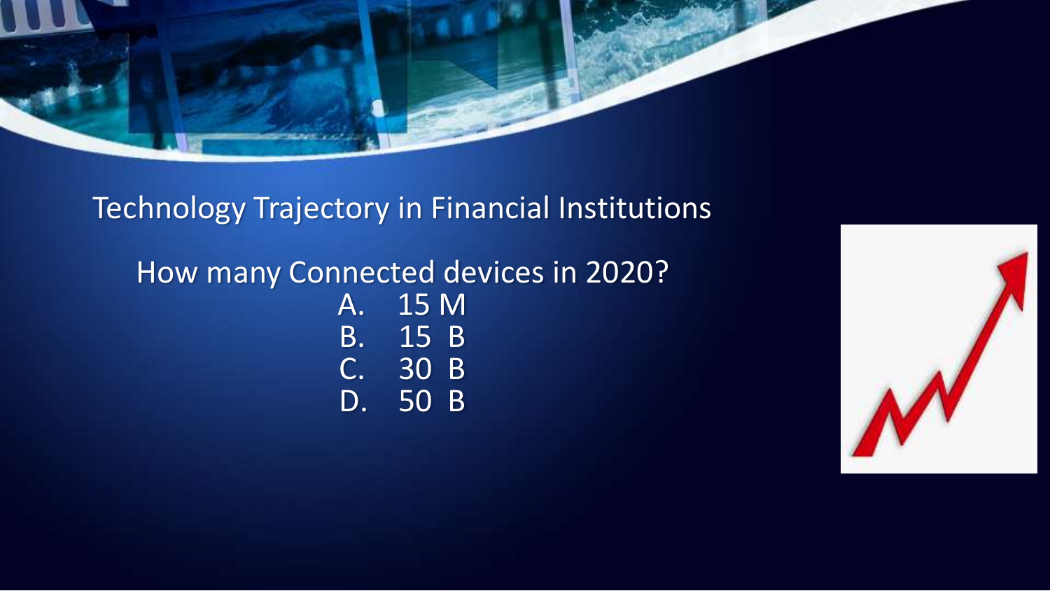# Technology Trajectory in Financial Institutions

How many Connected devices in 2020?

A. 15 M
B. 15 B
C. 30 B
D. 50 B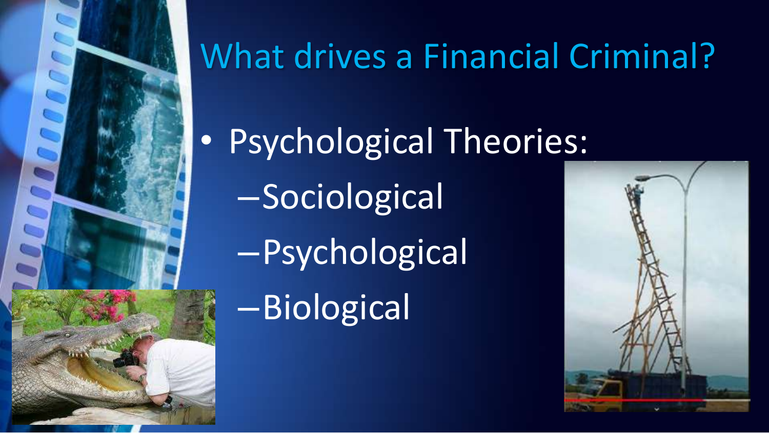# What drives a Financial Criminal?

- Psychological Theories:
  - Sociological
  - Psychological
  - Biological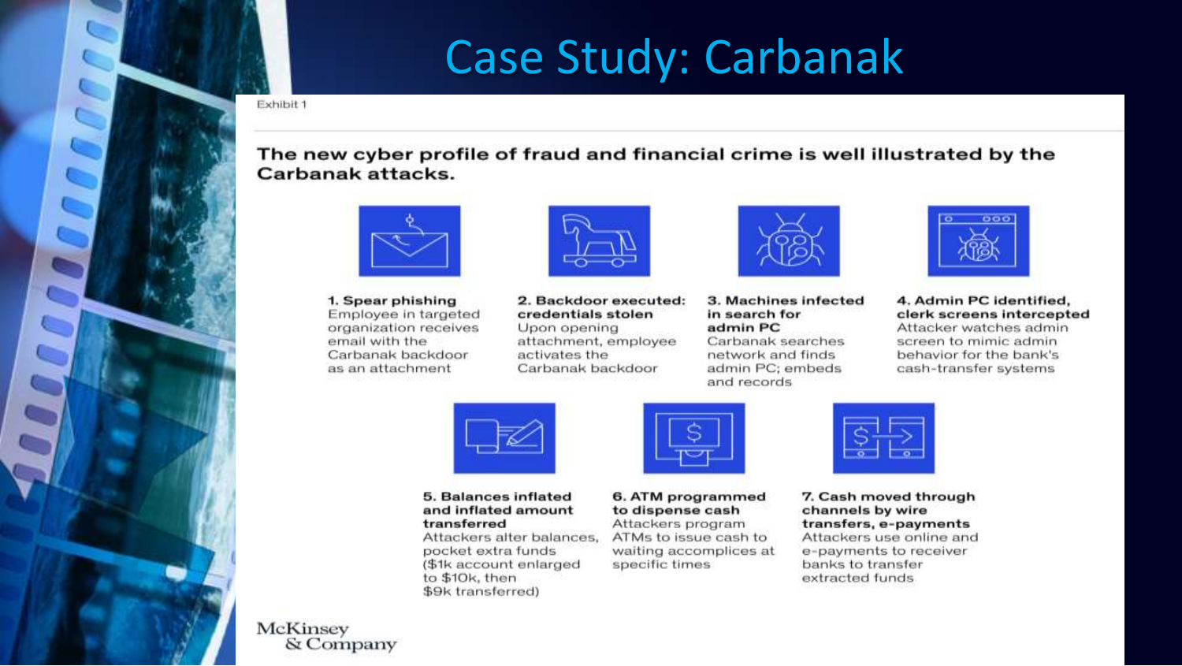# Case Study: Carbanak

Exhibit 1

**The new cyber profile of fraud and financial crime is well illustrated by the Carbanak attacks.**

**1. Spear phishing**
Employee in targeted organization receives email with the Carbanak backdoor as an attachment

**2. Backdoor executed: credentials stolen**
Upon opening attachment, employee activates the Carbanak backdoor

**3. Machines infected in search for admin PC**
Carbanak searches network and finds admin PC; embeds and records

**4. Admin PC identified, clerk screens intercepted**
Attacker watches admin screen to mimic admin behavior for the bank's cash-transfer systems

**5. Balances inflated and inflated amount transferred**
Attackers alter balances, pocket extra funds ($1k account enlarged to $10k, then $9k transferred)

**6. ATM programmed to dispense cash**
Attackers program ATMs to issue cash to waiting accomplices at specific times

**7. Cash moved through channels by wire transfers, e-payments**
Attackers use online and e-payments to receiver banks to transfer extracted funds

McKinsey & Company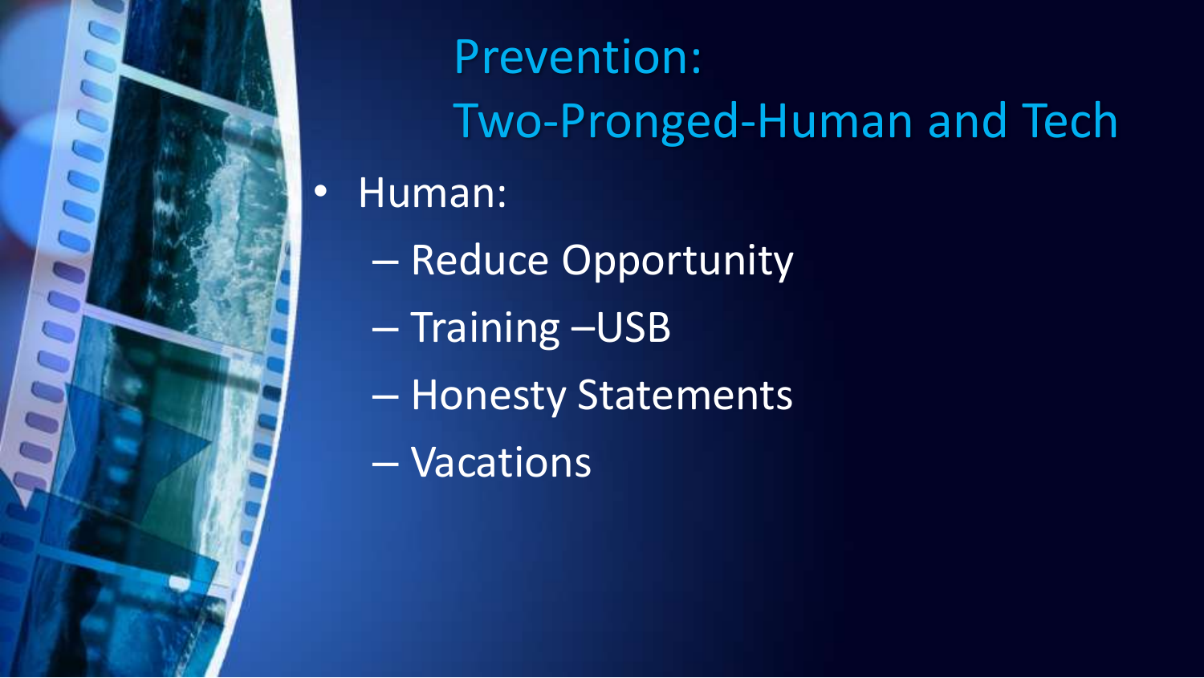# Prevention: Two-Pronged-Human and Tech

- Human:
  - Reduce Opportunity
  - Training –USB
  - Honesty Statements
  - Vacations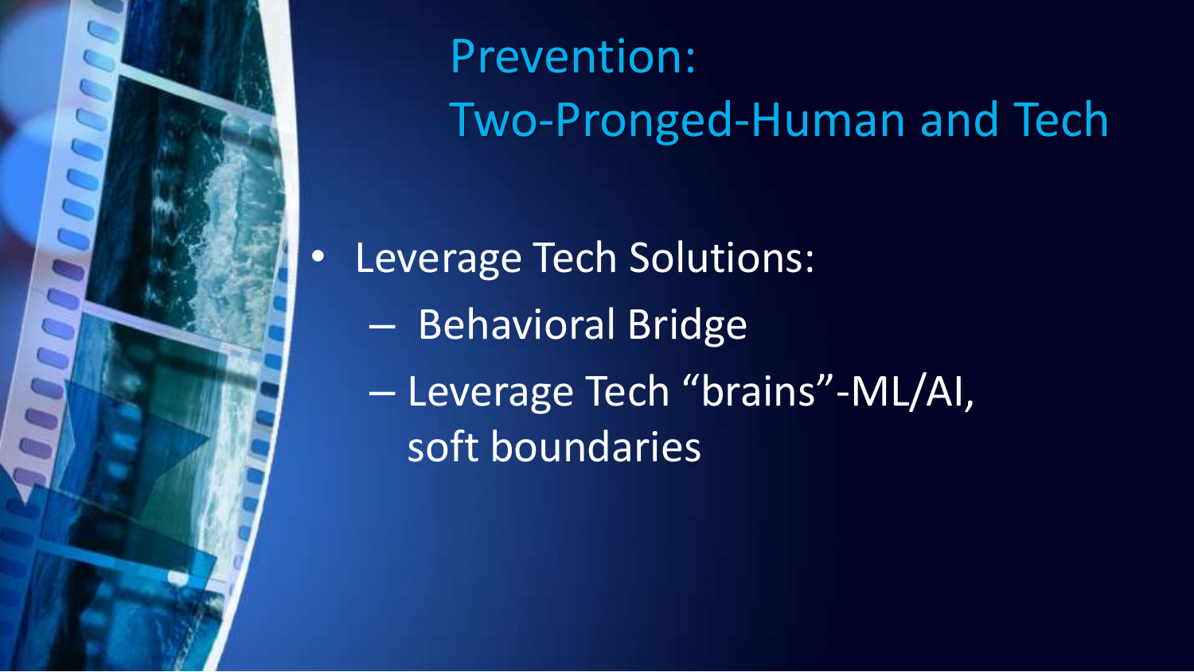# Prevention: Two-Pronged-Human and Tech

- Leverage Tech Solutions:
  - Behavioral Bridge
  - Leverage Tech “brains”-ML/AI, soft boundaries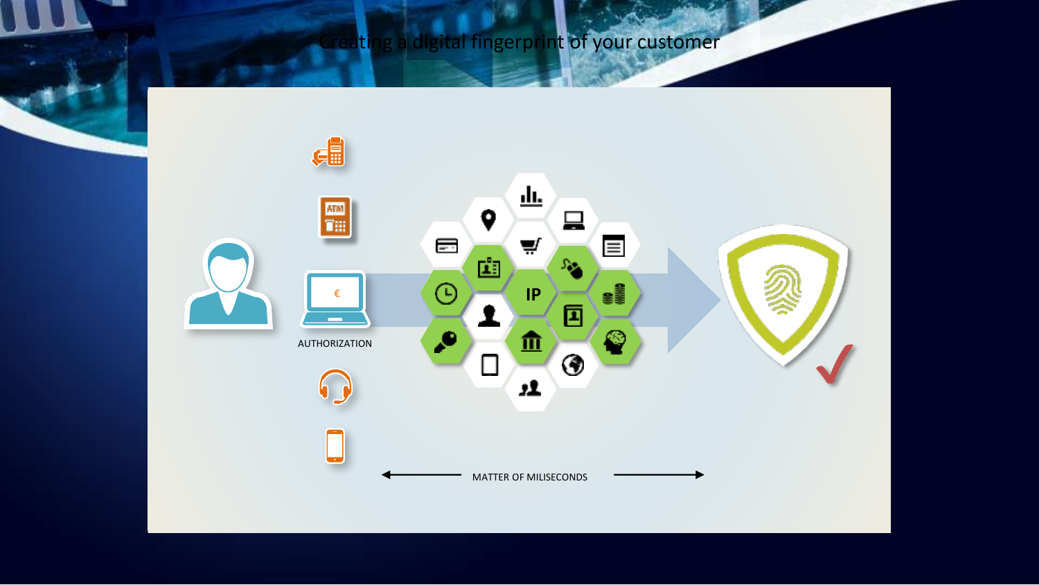# Creating a digital fingerprint of your customer

AUTHORIZATION

MATTER OF MILISECONDS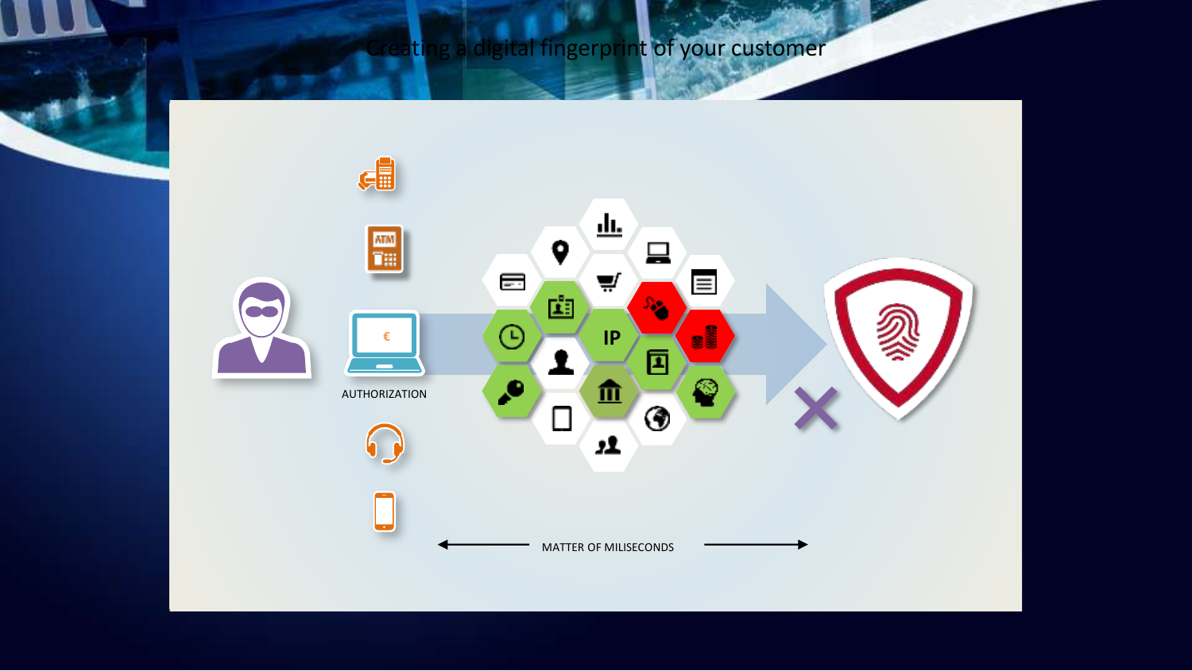# Creating a digital fingerprint of your customer

AUTHORIZATION

IP

MATTER OF MILISECONDS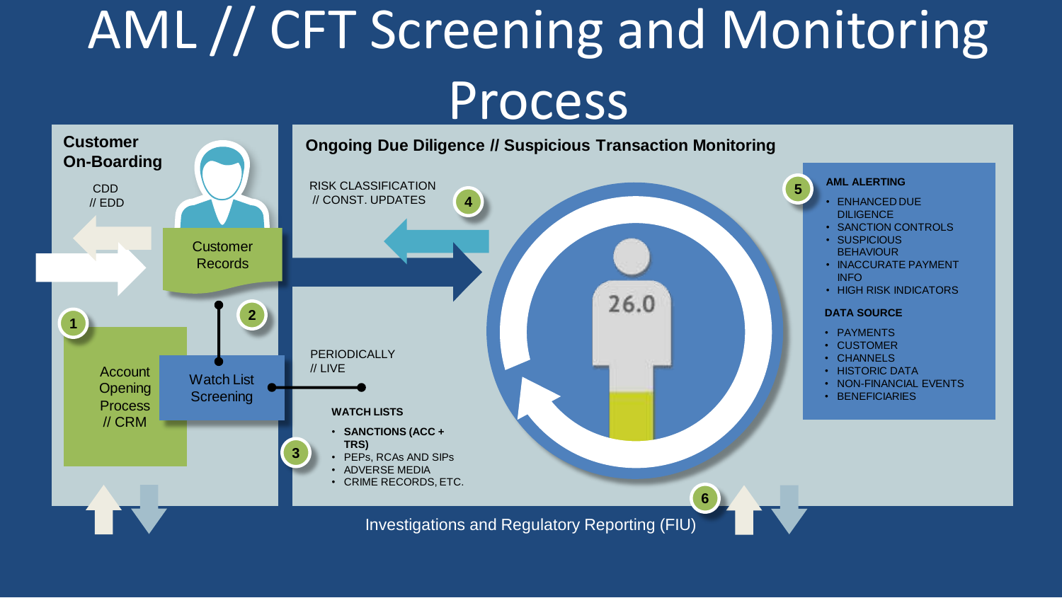# AML // CFT Screening and Monitoring Process

## Customer On-Boarding

CDD // EDD

Customer Records

1. Account Opening Process // CRM

2. Watch List Screening

## Ongoing Due Diligence // Suspicious Transaction Monitoring

4. RISK CLASSIFICATION // CONST. UPDATES

PERIODICALLY // LIVE

3. **WATCH LISTS**

- **SANCTIONS (ACC + TRS)**
- PEPs, RCAs AND SIPs
- ADVERSE MEDIA
- CRIME RECORDS, ETC.

26.0

5. **AML ALERTING**

- ENHANCED DUE DILIGENCE
- SANCTION CONTROLS
- SUSPICIOUS BEHAVIOUR
- INACCURATE PAYMENT INFO
- HIGH RISK INDICATORS

**DATA SOURCE**

- PAYMENTS
- CUSTOMER
- CHANNELS
- HISTORIC DATA
- NON-FINANCIAL EVENTS
- BENEFICIARIES

6. Investigations and Regulatory Reporting (FIU)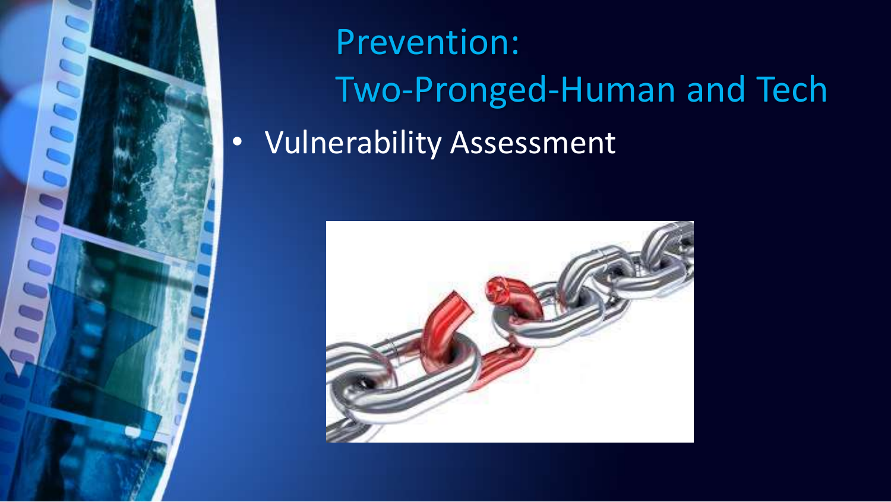# Prevention: Two-Pronged-Human and Tech

- Vulnerability Assessment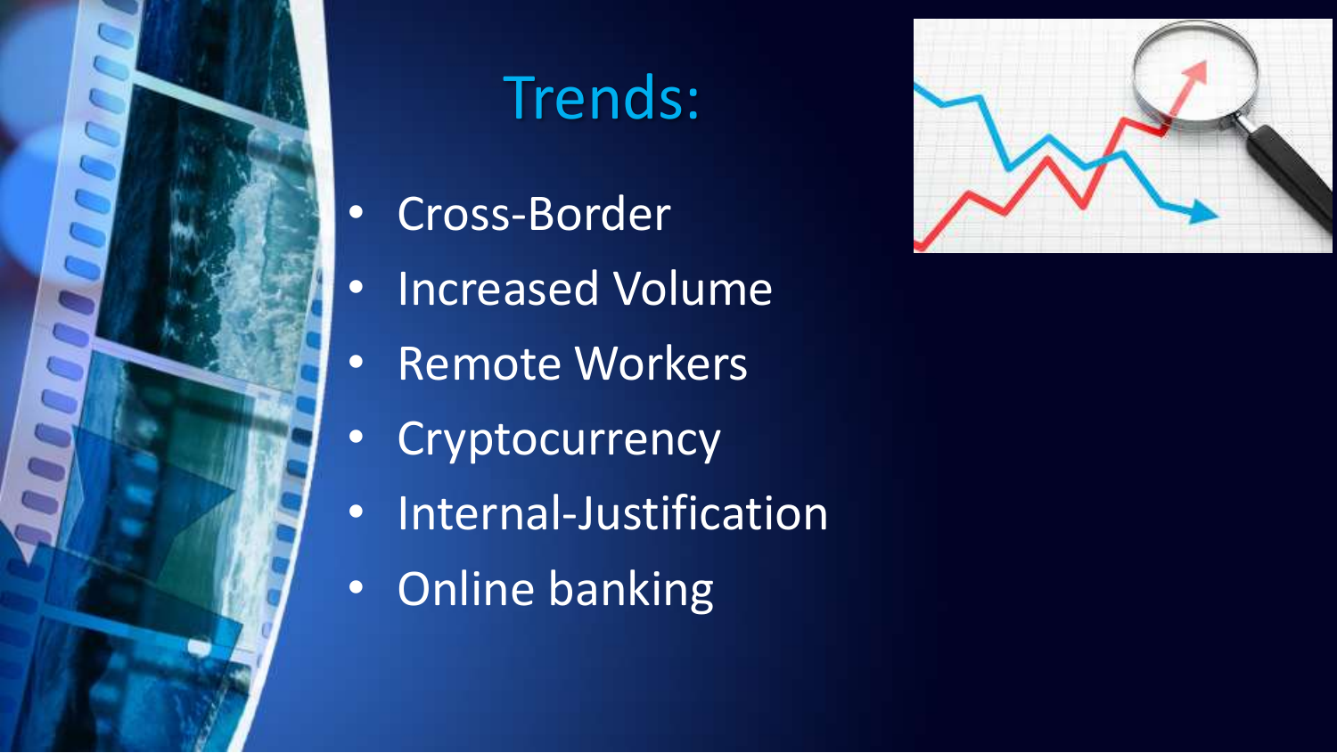# Trends:

- Cross-Border
- Increased Volume
- Remote Workers
- Cryptocurrency
- Internal-Justification
- Online banking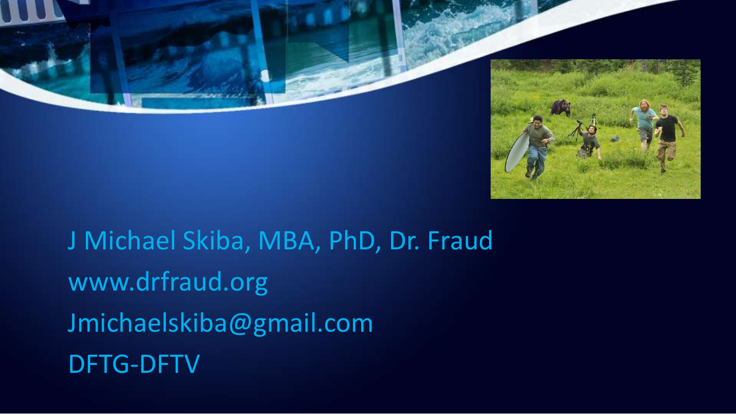J Michael Skiba, MBA, PhD, Dr. Fraud

www.drfraud.org

Jmichaelskiba@gmail.com

DFTG-DFTV